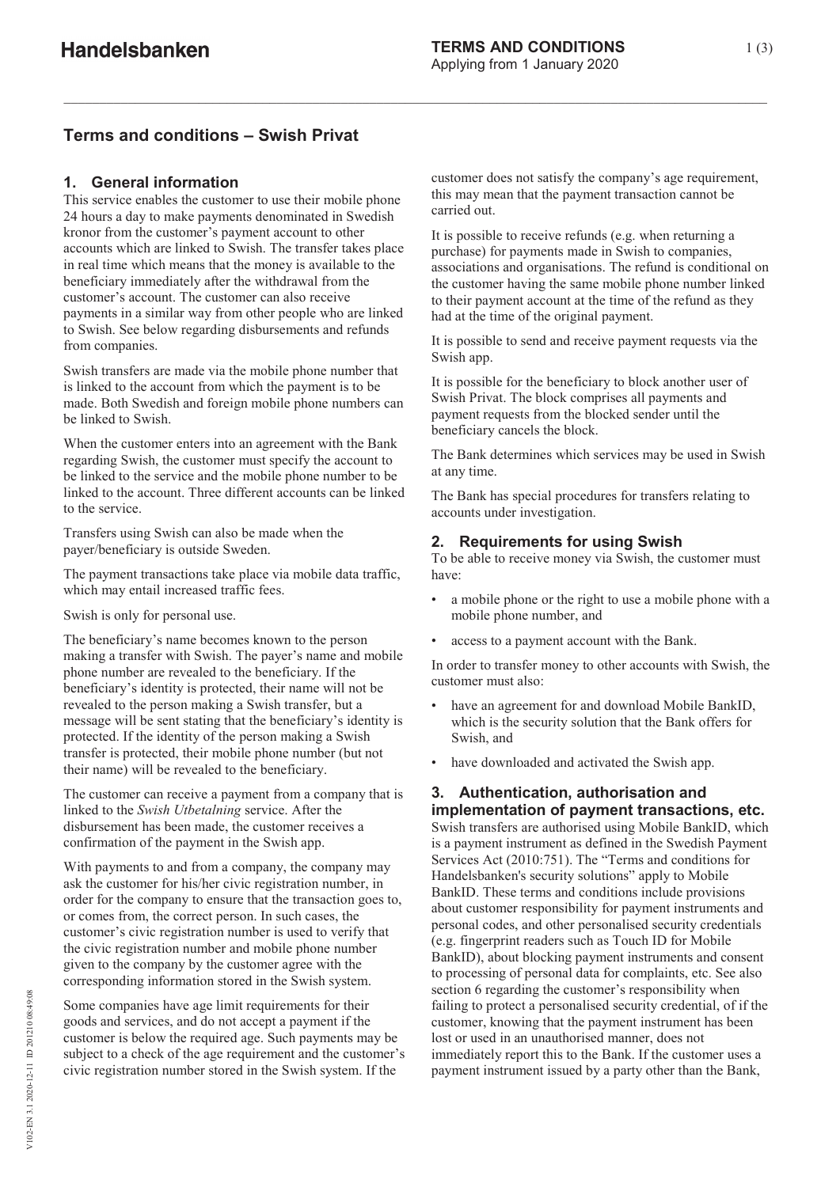# Terms and conditions – Swish Privat

## 1. General information

This service enables the customer to use their mobile phone 24 hours a day to make payments denominated in Swedish kronor from the customer's payment account to other accounts which are linked to Swish. The transfer takes place in real time which means that the money is available to the beneficiary immediately after the withdrawal from the customer's account. The customer can also receive payments in a similar way from other people who are linked to Swish. See below regarding disbursements and refunds from companies.

Swish transfers are made via the mobile phone number that is linked to the account from which the payment is to be made. Both Swedish and foreign mobile phone numbers can be linked to Swish.

When the customer enters into an agreement with the Bank regarding Swish, the customer must specify the account to be linked to the service and the mobile phone number to be linked to the account. Three different accounts can be linked to the service.

Transfers using Swish can also be made when the payer/beneficiary is outside Sweden.

The payment transactions take place via mobile data traffic, which may entail increased traffic fees.

Swish is only for personal use.

The beneficiary's name becomes known to the person making a transfer with Swish. The payer's name and mobile phone number are revealed to the beneficiary. If the beneficiary's identity is protected, their name will not be revealed to the person making a Swish transfer, but a message will be sent stating that the beneficiary's identity is protected. If the identity of the person making a Swish transfer is protected, their mobile phone number (but not their name) will be revealed to the beneficiary.

The customer can receive a payment from a company that is linked to the *Swish Utbetalning* service. After the disbursement has been made, the customer receives a confirmation of the payment in the Swish app.

With payments to and from a company, the company may ask the customer for his/her civic registration number, in order for the company to ensure that the transaction goes to, or comes from, the correct person. In such cases, the customer's civic registration number is used to verify that the civic registration number and mobile phone number given to the company by the customer agree with the corresponding information stored in the Swish system.

Some companies have age limit requirements for their goods and services, and do not accept a payment if the customer is below the required age. Such payments may be subject to a check of the age requirement and the customer's civic registration number stored in the Swish system. If the customer does not satisfy the company's age requirement, this may mean that the payment transaction cannot be carried out.

It is possible to receive refunds (e.g. when returning a purchase) for payments made in Swish to companies, associations and organisations. The refund is conditional on the customer having the same mobile phone number linked to their payment account at the time of the refund as they had at the time of the original payment.

It is possible to send and receive payment requests via the Swish app.

It is possible for the beneficiary to block another user of Swish Privat. The block comprises all payments and payment requests from the blocked sender until the beneficiary cancels the block.

The Bank determines which services may be used in Swish at any time.

The Bank has special procedures for transfers relating to accounts under investigation.

## 2. Requirements for using Swish

To be able to receive money via Swish, the customer must have:

- a mobile phone or the right to use a mobile phone with a mobile phone number, and
- access to a payment account with the Bank.

In order to transfer money to other accounts with Swish, the customer must also:

- have an agreement for and download Mobile BankID, which is the security solution that the Bank offers for Swish, and
- have downloaded and activated the Swish app.

## 3. Authentication, authorisation and implementation of payment transactions, etc.

Swish transfers are authorised using Mobile BankID, which is a payment instrument as defined in the Swedish Payment Services Act (2010:751). The "Terms and conditions for Handelsbanken's security solutions" apply to Mobile BankID. These terms and conditions include provisions about customer responsibility for payment instruments and personal codes, and other personalised security credentials (e.g. fingerprint readers such as Touch ID for Mobile BankID), about blocking payment instruments and consent to processing of personal data for complaints, etc. See also section 6 regarding the customer's responsibility when failing to protect a personalised security credential, of if the customer, knowing that the payment instrument has been lost or used in an unauthorised manner, does not immediately report this to the Bank. If the customer uses a payment instrument issued by a party other than the Bank,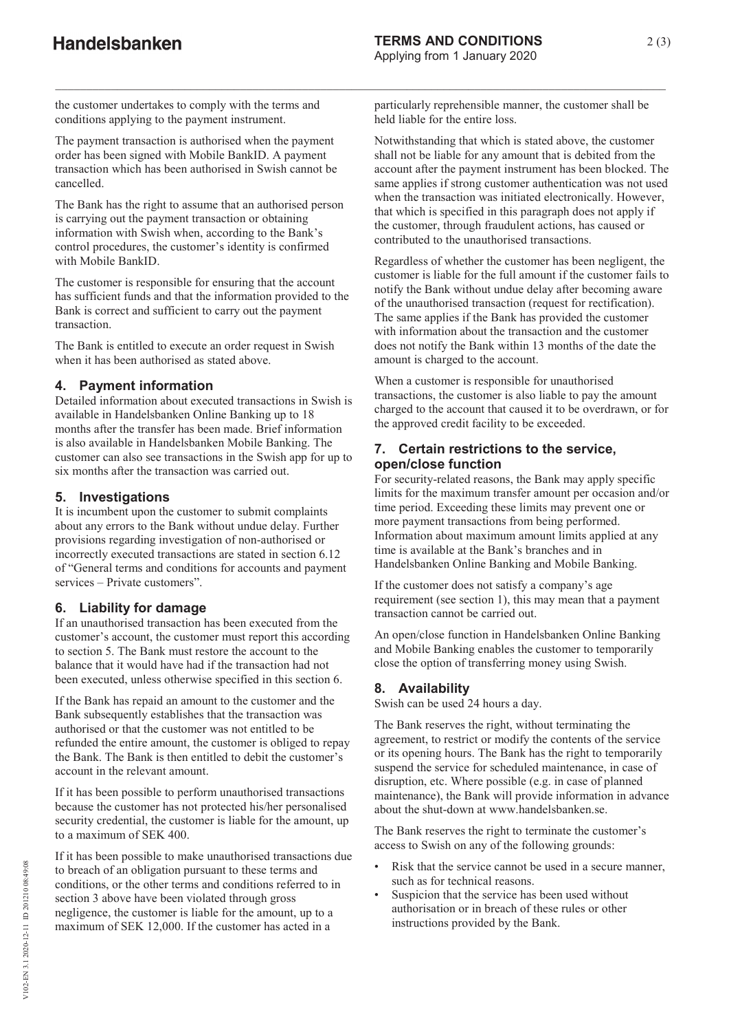the customer undertakes to comply with the terms and conditions applying to the payment instrument.

The payment transaction is authorised when the payment order has been signed with Mobile BankID. A payment transaction which has been authorised in Swish cannot be cancelled.

The Bank has the right to assume that an authorised person is carrying out the payment transaction or obtaining information with Swish when, according to the Bank's control procedures, the customer's identity is confirmed with Mobile BankID.

The customer is responsible for ensuring that the account has sufficient funds and that the information provided to the Bank is correct and sufficient to carry out the payment transaction.

The Bank is entitled to execute an order request in Swish when it has been authorised as stated above.

## 4. Payment information

Detailed information about executed transactions in Swish is available in Handelsbanken Online Banking up to 18 months after the transfer has been made. Brief information is also available in Handelsbanken Mobile Banking. The customer can also see transactions in the Swish app for up to six months after the transaction was carried out.

## 5. Investigations

It is incumbent upon the customer to submit complaints about any errors to the Bank without undue delay. Further provisions regarding investigation of non-authorised or incorrectly executed transactions are stated in section 6.12 of "General terms and conditions for accounts and payment services – Private customers".

## 6. Liability for damage

If an unauthorised transaction has been executed from the customer's account, the customer must report this according to section 5. The Bank must restore the account to the balance that it would have had if the transaction had not been executed, unless otherwise specified in this section 6.

If the Bank has repaid an amount to the customer and the Bank subsequently establishes that the transaction was authorised or that the customer was not entitled to be refunded the entire amount, the customer is obliged to repay the Bank. The Bank is then entitled to debit the customer's account in the relevant amount.

If it has been possible to perform unauthorised transactions because the customer has not protected his/her personalised security credential, the customer is liable for the amount, up to a maximum of SEK 400.

If it has been possible to make unauthorised transactions due to breach of an obligation pursuant to these terms and conditions, or the other terms and conditions referred to in section 3 above have been violated through gross negligence, the customer is liable for the amount, up to a maximum of SEK 12,000. If the customer has acted in a particularly reprehensible manner, the customer shall be held liable for the entire loss.

Notwithstanding that which is stated above, the customer shall not be liable for any amount that is debited from the account after the payment instrument has been blocked. The same applies if strong customer authentication was not used when the transaction was initiated electronically. However, that which is specified in this paragraph does not apply if the customer, through fraudulent actions, has caused or contributed to the unauthorised transactions.

Regardless of whether the customer has been negligent, the customer is liable for the full amount if the customer fails to notify the Bank without undue delay after becoming aware of the unauthorised transaction (request for rectification). The same applies if the Bank has provided the customer with information about the transaction and the customer does not notify the Bank within 13 months of the date the amount is charged to the account.

When a customer is responsible for unauthorised transactions, the customer is also liable to pay the amount charged to the account that caused it to be overdrawn, or for the approved credit facility to be exceeded.

## 7. Certain restrictions to the service, open/close function

For security-related reasons, the Bank may apply specific limits for the maximum transfer amount per occasion and/or time period. Exceeding these limits may prevent one or more payment transactions from being performed. Information about maximum amount limits applied at any time is available at the Bank's branches and in Handelsbanken Online Banking and Mobile Banking.

If the customer does not satisfy a company's age requirement (see section 1), this may mean that a payment transaction cannot be carried out.

An open/close function in Handelsbanken Online Banking and Mobile Banking enables the customer to temporarily close the option of transferring money using Swish.

## 8. Availability

Swish can be used 24 hours a day.

The Bank reserves the right, without terminating the agreement, to restrict or modify the contents of the service or its opening hours. The Bank has the right to temporarily suspend the service for scheduled maintenance, in case of disruption, etc. Where possible (e.g. in case of planned maintenance), the Bank will provide information in advance about the shut-down at www.handelsbanken.se.

The Bank reserves the right to terminate the customer's access to Swish on any of the following grounds:

- Risk that the service cannot be used in a secure manner, such as for technical reasons.
- Suspicion that the service has been used without authorisation or in breach of these rules or other instructions provided by the Bank.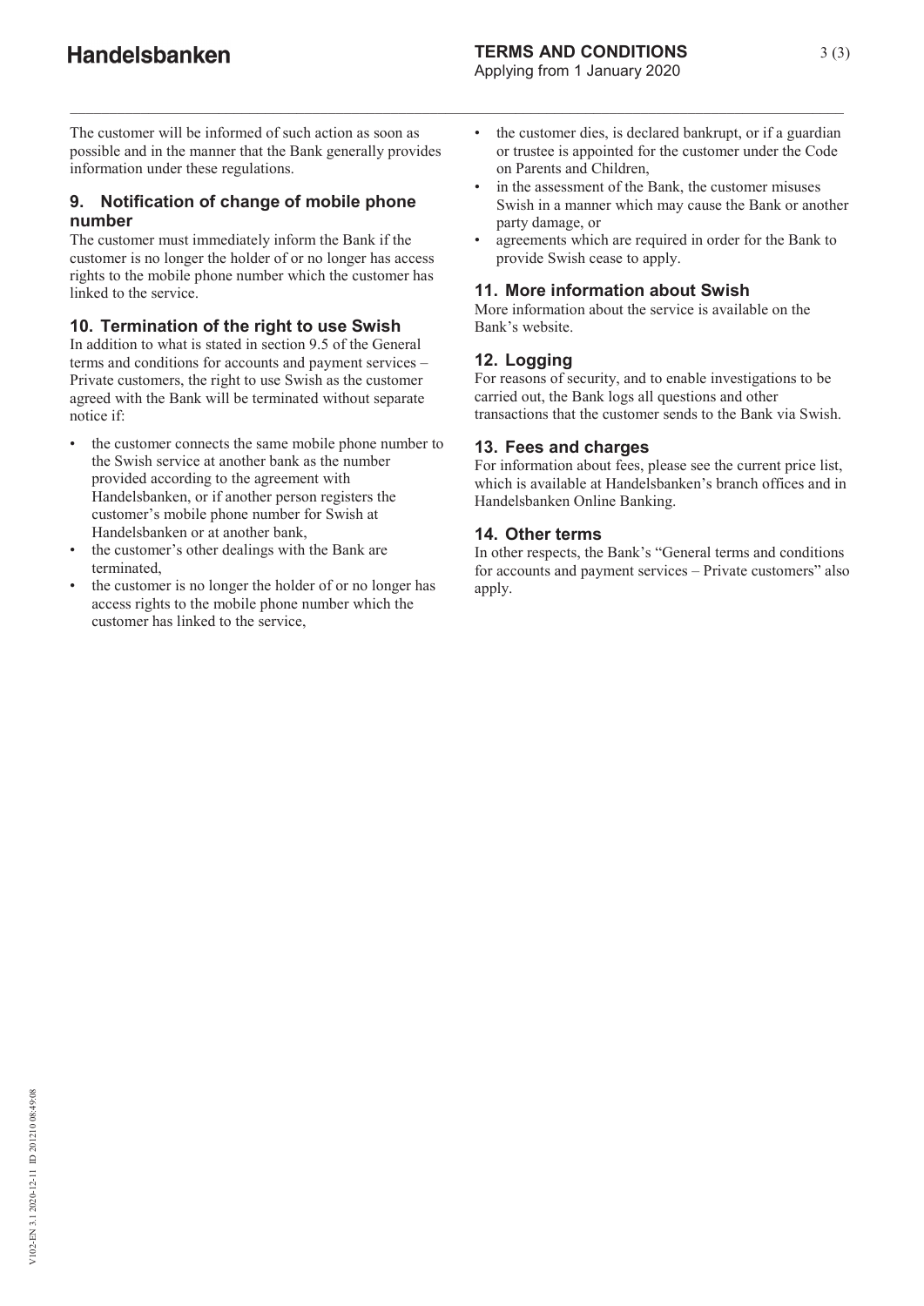The customer will be informed of such action as soon as possible and in the manner that the Bank generally provides information under these regulations.

## 9. Notification of change of mobile phone number

The customer must immediately inform the Bank if the customer is no longer the holder of or no longer has access rights to the mobile phone number which the customer has linked to the service.

## 10. Termination of the right to use Swish

In addition to what is stated in section 9.5 of the General terms and conditions for accounts and payment services – Private customers, the right to use Swish as the customer agreed with the Bank will be terminated without separate notice if:

- the customer connects the same mobile phone number to the Swish service at another bank as the number provided according to the agreement with Handelsbanken, or if another person registers the customer's mobile phone number for Swish at Handelsbanken or at another bank,
- the customer's other dealings with the Bank are terminated,
- the customer is no longer the holder of or no longer has access rights to the mobile phone number which the customer has linked to the service,
- the customer dies, is declared bankrupt, or if a guardian or trustee is appointed for the customer under the Code on Parents and Children,
- in the assessment of the Bank, the customer misuses Swish in a manner which may cause the Bank or another party damage, or
- agreements which are required in order for the Bank to provide Swish cease to apply.

## 11. More information about Swish

More information about the service is available on the Bank's website.

## 12. Logging

For reasons of security, and to enable investigations to be carried out, the Bank logs all questions and other transactions that the customer sends to the Bank via Swish.

## 13. Fees and charges

For information about fees, please see the current price list, which is available at Handelsbanken's branch offices and in Handelsbanken Online Banking.

## 14. Other terms

In other respects, the Bank's "General terms and conditions for accounts and payment services – Private customers" also apply.